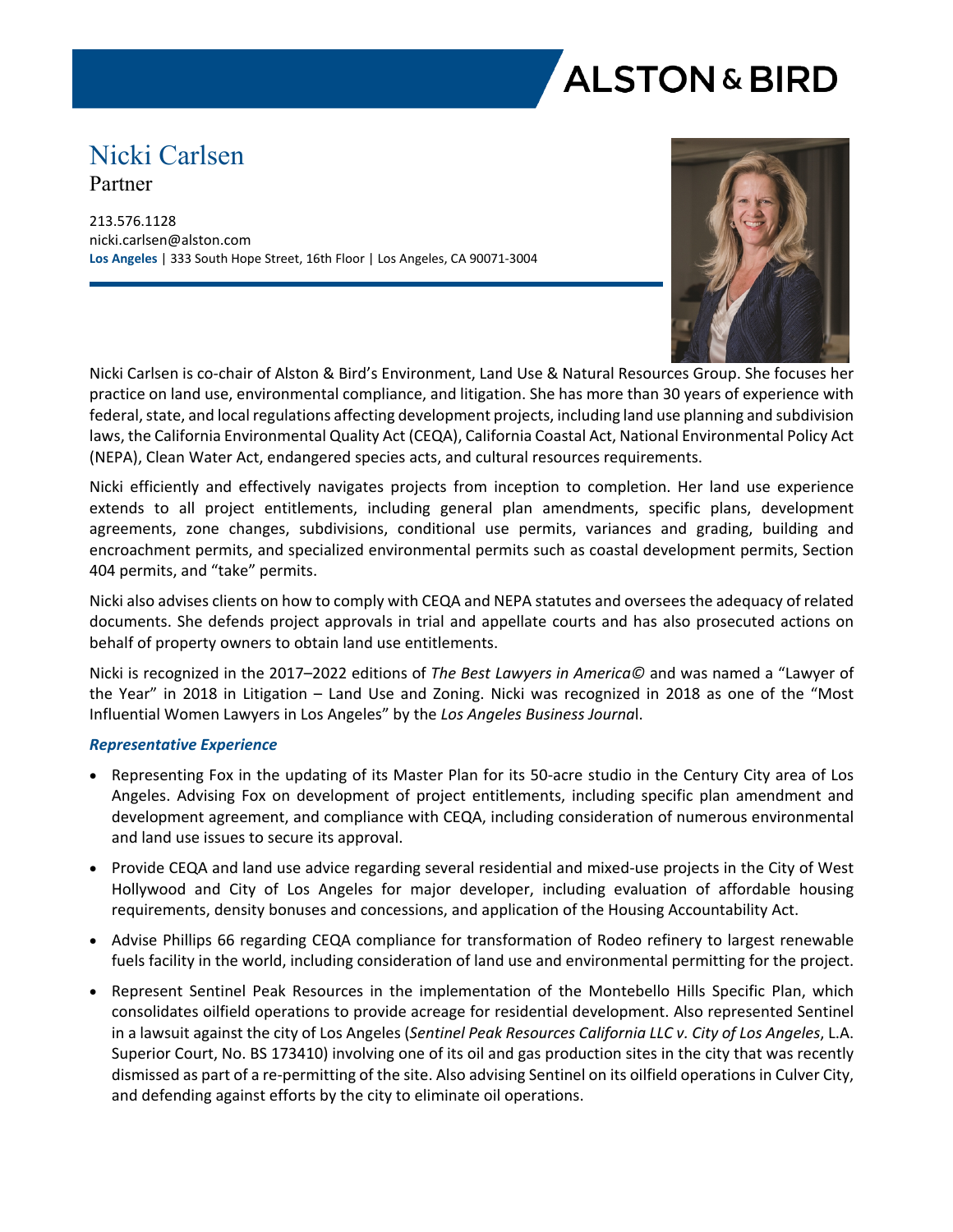# Nicki Carlsen

Partner

213.576.1128
nicki.carlsen@alston.com
**Los Angeles** | 333 South Hope Street, 16th Floor | Los Angeles, CA 90071-3004

Nicki Carlsen is co-chair of Alston & Bird's Environment, Land Use & Natural Resources Group. She focuses her practice on land use, environmental compliance, and litigation. She has more than 30 years of experience with federal, state, and local regulations affecting development projects, including land use planning and subdivision laws, the California Environmental Quality Act (CEQA), California Coastal Act, National Environmental Policy Act (NEPA), Clean Water Act, endangered species acts, and cultural resources requirements.

Nicki efficiently and effectively navigates projects from inception to completion. Her land use experience extends to all project entitlements, including general plan amendments, specific plans, development agreements, zone changes, subdivisions, conditional use permits, variances and grading, building and encroachment permits, and specialized environmental permits such as coastal development permits, Section 404 permits, and "take" permits.

Nicki also advises clients on how to comply with CEQA and NEPA statutes and oversees the adequacy of related documents. She defends project approvals in trial and appellate courts and has also prosecuted actions on behalf of property owners to obtain land use entitlements.

Nicki is recognized in the 2017–2022 editions of *The Best Lawyers in America©* and was named a "Lawyer of the Year" in 2018 in Litigation – Land Use and Zoning. Nicki was recognized in 2018 as one of the "Most Influential Women Lawyers in Los Angeles" by the *Los Angeles Business Journal*.

### *Representative Experience*

- Representing Fox in the updating of its Master Plan for its 50-acre studio in the Century City area of Los Angeles. Advising Fox on development of project entitlements, including specific plan amendment and development agreement, and compliance with CEQA, including consideration of numerous environmental and land use issues to secure its approval.
- Provide CEQA and land use advice regarding several residential and mixed-use projects in the City of West Hollywood and City of Los Angeles for major developer, including evaluation of affordable housing requirements, density bonuses and concessions, and application of the Housing Accountability Act.
- Advise Phillips 66 regarding CEQA compliance for transformation of Rodeo refinery to largest renewable fuels facility in the world, including consideration of land use and environmental permitting for the project.
- Represent Sentinel Peak Resources in the implementation of the Montebello Hills Specific Plan, which consolidates oilfield operations to provide acreage for residential development. Also represented Sentinel in a lawsuit against the city of Los Angeles (*Sentinel Peak Resources California LLC v. City of Los Angeles*, L.A. Superior Court, No. BS 173410) involving one of its oil and gas production sites in the city that was recently dismissed as part of a re-permitting of the site. Also advising Sentinel on its oilfield operations in Culver City, and defending against efforts by the city to eliminate oil operations.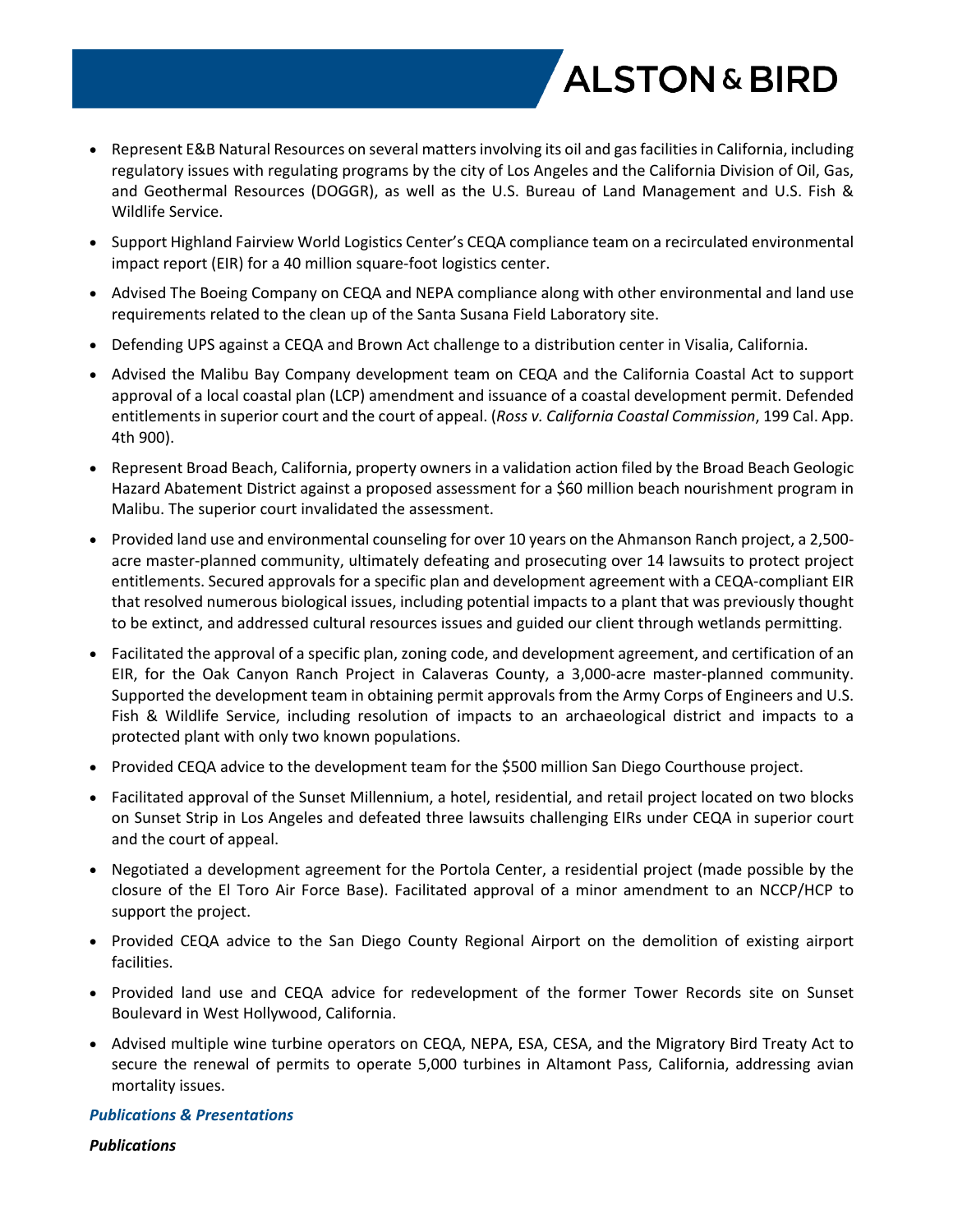- Represent E&B Natural Resources on several matters involving its oil and gas facilities in California, including regulatory issues with regulating programs by the city of Los Angeles and the California Division of Oil, Gas, and Geothermal Resources (DOGGR), as well as the U.S. Bureau of Land Management and U.S. Fish & Wildlife Service.
- Support Highland Fairview World Logistics Center's CEQA compliance team on a recirculated environmental impact report (EIR) for a 40 million square-foot logistics center.
- Advised The Boeing Company on CEQA and NEPA compliance along with other environmental and land use requirements related to the clean up of the Santa Susana Field Laboratory site.
- Defending UPS against a CEQA and Brown Act challenge to a distribution center in Visalia, California.
- Advised the Malibu Bay Company development team on CEQA and the California Coastal Act to support approval of a local coastal plan (LCP) amendment and issuance of a coastal development permit. Defended entitlements in superior court and the court of appeal. (*Ross v. California Coastal Commission*, 199 Cal. App. 4th 900).
- Represent Broad Beach, California, property owners in a validation action filed by the Broad Beach Geologic Hazard Abatement District against a proposed assessment for a $60 million beach nourishment program in Malibu. The superior court invalidated the assessment.
- Provided land use and environmental counseling for over 10 years on the Ahmanson Ranch project, a 2,500-acre master-planned community, ultimately defeating and prosecuting over 14 lawsuits to protect project entitlements. Secured approvals for a specific plan and development agreement with a CEQA-compliant EIR that resolved numerous biological issues, including potential impacts to a plant that was previously thought to be extinct, and addressed cultural resources issues and guided our client through wetlands permitting.
- Facilitated the approval of a specific plan, zoning code, and development agreement, and certification of an EIR, for the Oak Canyon Ranch Project in Calaveras County, a 3,000-acre master-planned community. Supported the development team in obtaining permit approvals from the Army Corps of Engineers and U.S. Fish & Wildlife Service, including resolution of impacts to an archaeological district and impacts to a protected plant with only two known populations.
- Provided CEQA advice to the development team for the $500 million San Diego Courthouse project.
- Facilitated approval of the Sunset Millennium, a hotel, residential, and retail project located on two blocks on Sunset Strip in Los Angeles and defeated three lawsuits challenging EIRs under CEQA in superior court and the court of appeal.
- Negotiated a development agreement for the Portola Center, a residential project (made possible by the closure of the El Toro Air Force Base). Facilitated approval of a minor amendment to an NCCP/HCP to support the project.
- Provided CEQA advice to the San Diego County Regional Airport on the demolition of existing airport facilities.
- Provided land use and CEQA advice for redevelopment of the former Tower Records site on Sunset Boulevard in West Hollywood, California.
- Advised multiple wine turbine operators on CEQA, NEPA, ESA, CESA, and the Migratory Bird Treaty Act to secure the renewal of permits to operate 5,000 turbines in Altamont Pass, California, addressing avian mortality issues.

### *Publications & Presentations*

#### *Publications*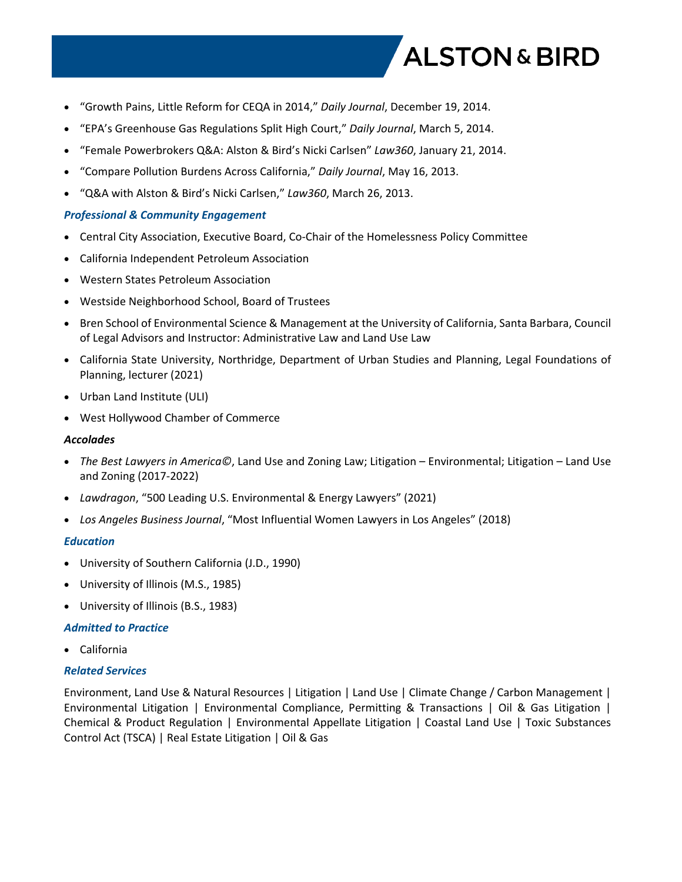- "Growth Pains, Little Reform for CEQA in 2014," *Daily Journal*, December 19, 2014.
- "EPA's Greenhouse Gas Regulations Split High Court," *Daily Journal*, March 5, 2014.
- "Female Powerbrokers Q&A: Alston & Bird's Nicki Carlsen" *Law360*, January 21, 2014.
- "Compare Pollution Burdens Across California," *Daily Journal*, May 16, 2013.
- "Q&A with Alston & Bird's Nicki Carlsen," *Law360*, March 26, 2013.

### *Professional & Community Engagement*

- Central City Association, Executive Board, Co-Chair of the Homelessness Policy Committee
- California Independent Petroleum Association
- Western States Petroleum Association
- Westside Neighborhood School, Board of Trustees
- Bren School of Environmental Science & Management at the University of California, Santa Barbara, Council of Legal Advisors and Instructor: Administrative Law and Land Use Law
- California State University, Northridge, Department of Urban Studies and Planning, Legal Foundations of Planning, lecturer (2021)
- Urban Land Institute (ULI)
- West Hollywood Chamber of Commerce

### *Accolades*

- *The Best Lawyers in America©*, Land Use and Zoning Law; Litigation – Environmental; Litigation – Land Use and Zoning (2017-2022)
- *Lawdragon*, "500 Leading U.S. Environmental & Energy Lawyers" (2021)
- *Los Angeles Business Journal*, "Most Influential Women Lawyers in Los Angeles" (2018)

### *Education*

- University of Southern California (J.D., 1990)
- University of Illinois (M.S., 1985)
- University of Illinois (B.S., 1983)

### *Admitted to Practice*

- California

### *Related Services*

Environment, Land Use & Natural Resources | Litigation | Land Use | Climate Change / Carbon Management | Environmental Litigation | Environmental Compliance, Permitting & Transactions | Oil & Gas Litigation | Chemical & Product Regulation | Environmental Appellate Litigation | Coastal Land Use | Toxic Substances Control Act (TSCA) | Real Estate Litigation | Oil & Gas